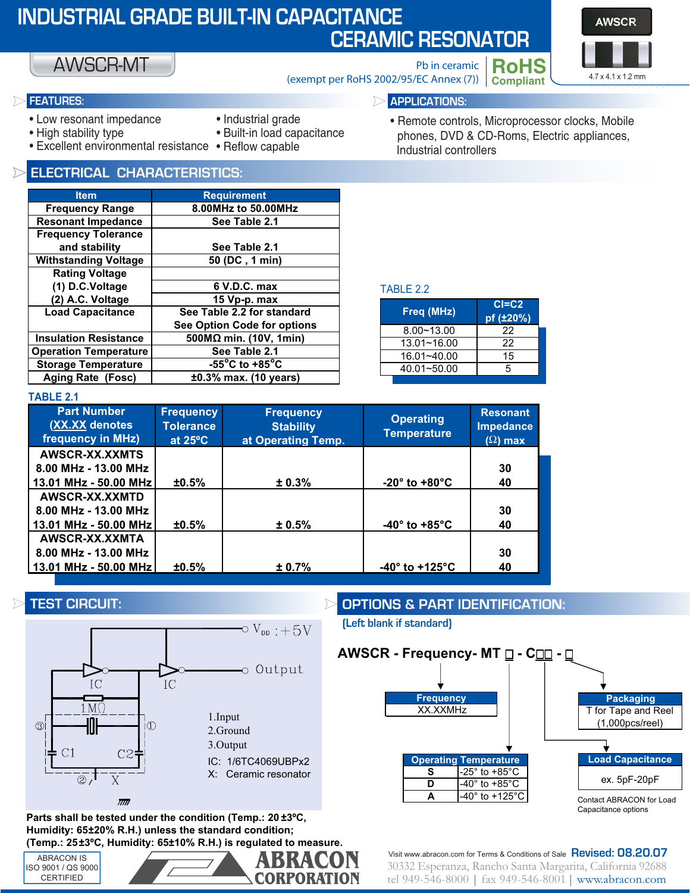# INDUSTRIAL GRADE BUILT-IN CAPACITANCE CERAMIC RESONATOR

## AWSCR-MT

Pb in ceramic (exempt per RoHS 2002/95/EC Annex (7))

**RoHS Compliant**

AWSCR

4.7 x 4.1 x 1.2 mm

## FEATURES:

- Low resonant impedance
- High stability type
- Excellent environmental resistance
- Industrial grade
- Built-in load capacitance
- Reflow capable

## APPLICATIONS:

- Remote controls, Microprocessor clocks, Mobile phones, DVD & CD-Roms, Electric appliances, Industrial controllers

## ELECTRICAL CHARACTERISTICS:

| Item | Requirement |
|---|---|
| Frequency Range | 8.00MHz to 50.00MHz |
| Resonant Impedance | See Table 2.1 |
| Frequency Tolerance and stability | See Table 2.1 |
| Withstanding Voltage | 50 (DC , 1 min) |
| Rating Voltage | |
| (1) D.C.Voltage | 6 V.D.C. max |
| (2) A.C. Voltage | 15 Vp-p. max |
| Load Capacitance | See Table 2.2 for standard<br>See Option Code for options |
| Insulation Resistance | 500MΩ min. (10V, 1min) |
| Operation Temperature | See Table 2.1 |
| Storage Temperature | -55°C to +85°C |
| Aging Rate (Fosc) | ±0.3% max. (10 years) |

TABLE 2.2

| Freq (MHz) | Cl=C2 pf (±20%) |
|---|---|
| 8.00~13.00 | 22 |
| 13.01~16.00 | 22 |
| 16.01~40.00 | 15 |
| 40.01~50.00 | 5 |

TABLE 2.1

| Part Number (XX.XX denotes frequency in MHz) | Frequency Tolerance at 25°C | Frequency Stability at Operating Temp. | Operating Temperature | Resonant Impedance (Ω) max |
|---|---|---|---|---|
| AWSCR-XX.XXMTS<br>8.00 MHz - 13.00 MHz<br>13.01 MHz - 50.00 MHz | ±0.5% | ± 0.3% | -20° to +80°C | 30<br>40 |
| AWSCR-XX.XXMTD<br>8.00 MHz - 13.00 MHz<br>13.01 MHz - 50.00 MHz | ±0.5% | ± 0.5% | -40° to +85°C | 30<br>40 |
| AWSCR-XX.XXMTA<br>8.00 MHz - 13.00 MHz<br>13.01 MHz - 50.00 MHz | ±0.5% | ± 0.7% | -40° to +125°C | 30<br>40 |

## TEST CIRCUIT:

$V_{DD}$ : +5V

Output

IC, IC, 1MΩ, C1, C2, X

1.Input
2.Ground
3.Output

IC: 1/6TC4069UBPx2
X: Ceramic resonator

**Parts shall be tested under the condition (Temp.: 20±3ºC, Humidity: 65±20% R.H.) unless the standard condition; (Temp.: 25±3ºC, Humidity: 65±10% R.H.) is regulated to measure.**

## OPTIONS & PART IDENTIFICATION:

**(Left blank if standard)**

**AWSCR - Frequency- MT □ - C□□ - □**

| Frequency |
|---|
| XX.XXMHz |

| Operating Temperature | |
|---|---|
| S | -25° to +85°C |
| D | -40° to +85°C |
| A | -40° to +125°C |

| Packaging |
|---|
| T for Tape and Reel (1,000pcs/reel) |

| Load Capacitance |
|---|
| ex. 5pF-20pF |

Contact ABRACON for Load Capacitance options

ABRACON IS ISO 9001 / QS 9000 CERTIFIED

ABRACON CORPORATION

Visit www.abracon.com for Terms & Conditions of Sale **Revised: 08.20.07**

30332 Esperanza, Rancho Santa Margarita, California 92688
tel 949-546-8000 | fax 949-546-8001 | www.abracon.com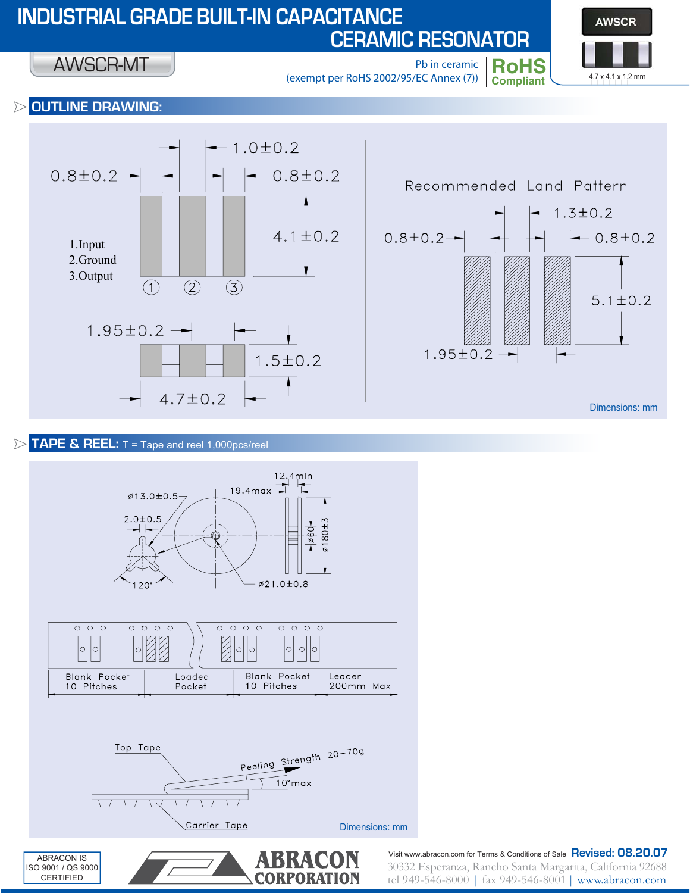# INDUSTRIAL GRADE BUILT-IN CAPACITANCE CERAMIC RESONATOR

AWSCR-MT

Pb in ceramic
(exempt per RoHS 2002/95/EC Annex (7))

**RoHS Compliant**

AWSCR

4.7 x 4.1 x 1.2 mm

## OUTLINE DRAWING:

1.0±0.2

0.8±0.2

0.8±0.2

4.1±0.2

1.Input
2.Ground
3.Output

① ② ③

1.95±0.2

1.5±0.2

4.7±0.2

Recommended Land Pattern

1.3±0.2

0.8±0.2

0.8±0.2

5.1±0.2

1.95±0.2

Dimensions: mm

## TAPE & REEL: T = Tape and reel 1,000pcs/reel

12.4min

19.4max

ø13.0±0.5

2.0±0.5

ø60

ø180±3

120°

ø21.0±0.8

Blank Pocket 10 Pitches | Loaded Pocket | Blank Pocket 10 Pitches | Leader 200mm Max

Top Tape

Peeling Strength 20–70g

10°max

Carrier Tape

Dimensions: mm

ABRACON IS ISO 9001 / QS 9000 CERTIFIED

ABRACON CORPORATION

Visit www.abracon.com for Terms & Conditions of Sale **Revised: 08.20.07**

30332 Esperanza, Rancho Santa Margarita, California 92688
tel 949-546-8000 | fax 949-546-8001 | www.abracon.com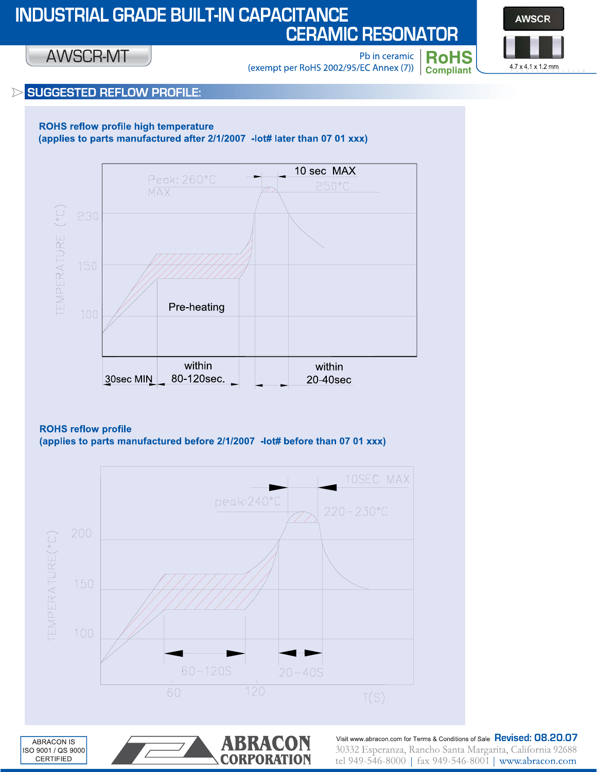# INDUSTRIAL GRADE BUILT-IN CAPACITANCE CERAMIC RESONATOR

AWSCR-MT

Pb in ceramic
(exempt per RoHS 2002/95/EC Annex (7))

RoHS Compliant

AWSCR

4.7 x 4.1 x 1.2 mm

## SUGGESTED REFLOW PROFILE:

**ROHS reflow profile high temperature**
**(applies to parts manufactured after 2/1/2007 -lot# later than 07 01 xxx)**

Peak: 260°C
MAX
10 sec MAX
250°C
230
150
100
TEMPERATURE (°C)
Pre-heating
30sec MIN
within
80-120sec.
within
20-40sec

**ROHS reflow profile**
**(applies to parts manufactured before 2/1/2007 -lot# before than 07 01 xxx)**

10SEC MAX
peak:240°C
220–230°C
200
150
100
TEMPERATURE(°C)
60–120S
20–40S
60
120
T(S)

ABRACON IS ISO 9001 / QS 9000 CERTIFIED

ABRACON CORPORATION

Visit www.abracon.com for Terms & Conditions of Sale **Revised: 08.20.07**
30332 Esperanza, Rancho Santa Margarita, California 92688
tel 949-546-8000 | fax 949-546-8001 | www.abracon.com